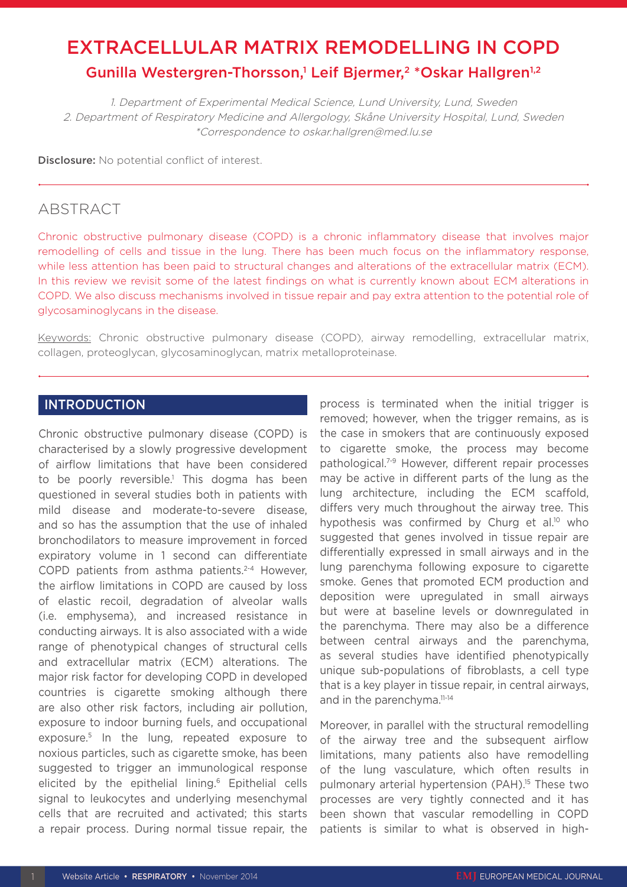# EXTRACELLULAR MATRIX REMODELLING IN COPD

## Gunilla Westergren-Thorsson,[1] Leif Bjermer,[2] *Oskar Hallgren[1,2]

*1. Department of Experimental Medical Science, Lund University, Lund, Sweden*
*2. Department of Respiratory Medicine and Allergology, Skåne University Hospital, Lund, Sweden*
*\*Correspondence to oskar.hallgren@med.lu.se*

**Disclosure:** No potential conflict of interest.

## ABSTRACT

Chronic obstructive pulmonary disease (COPD) is a chronic inflammatory disease that involves major remodelling of cells and tissue in the lung. There has been much focus on the inflammatory response, while less attention has been paid to structural changes and alterations of the extracellular matrix (ECM). In this review we revisit some of the latest findings on what is currently known about ECM alterations in COPD. We also discuss mechanisms involved in tissue repair and pay extra attention to the potential role of glycosaminoglycans in the disease.

Keywords: Chronic obstructive pulmonary disease (COPD), airway remodelling, extracellular matrix, collagen, proteoglycan, glycosaminoglycan, matrix metalloproteinase.

## INTRODUCTION

Chronic obstructive pulmonary disease (COPD) is characterised by a slowly progressive development of airflow limitations that have been considered to be poorly reversible.[1] This dogma has been questioned in several studies both in patients with mild disease and moderate-to-severe disease, and so has the assumption that the use of inhaled bronchodilators to measure improvement in forced expiratory volume in 1 second can differentiate COPD patients from asthma patients.[2-4] However, the airflow limitations in COPD are caused by loss of elastic recoil, degradation of alveolar walls (i.e. emphysema), and increased resistance in conducting airways. It is also associated with a wide range of phenotypical changes of structural cells and extracellular matrix (ECM) alterations. The major risk factor for developing COPD in developed countries is cigarette smoking although there are also other risk factors, including air pollution, exposure to indoor burning fuels, and occupational exposure.[5] In the lung, repeated exposure to noxious particles, such as cigarette smoke, has been suggested to trigger an immunological response elicited by the epithelial lining.[6] Epithelial cells signal to leukocytes and underlying mesenchymal cells that are recruited and activated; this starts a repair process. During normal tissue repair, the process is terminated when the initial trigger is removed; however, when the trigger remains, as is the case in smokers that are continuously exposed to cigarette smoke, the process may become pathological.[7-9] However, different repair processes may be active in different parts of the lung as the lung architecture, including the ECM scaffold, differs very much throughout the airway tree. This hypothesis was confirmed by Churg et al.[10] who suggested that genes involved in tissue repair are differentially expressed in small airways and in the lung parenchyma following exposure to cigarette smoke. Genes that promoted ECM production and deposition were upregulated in small airways but were at baseline levels or downregulated in the parenchyma. There may also be a difference between central airways and the parenchyma, as several studies have identified phenotypically unique sub-populations of fibroblasts, a cell type that is a key player in tissue repair, in central airways, and in the parenchyma.[11-14]

Moreover, in parallel with the structural remodelling of the airway tree and the subsequent airflow limitations, many patients also have remodelling of the lung vasculature, which often results in pulmonary arterial hypertension (PAH).[15] These two processes are very tightly connected and it has been shown that vascular remodelling in COPD patients is similar to what is observed in high-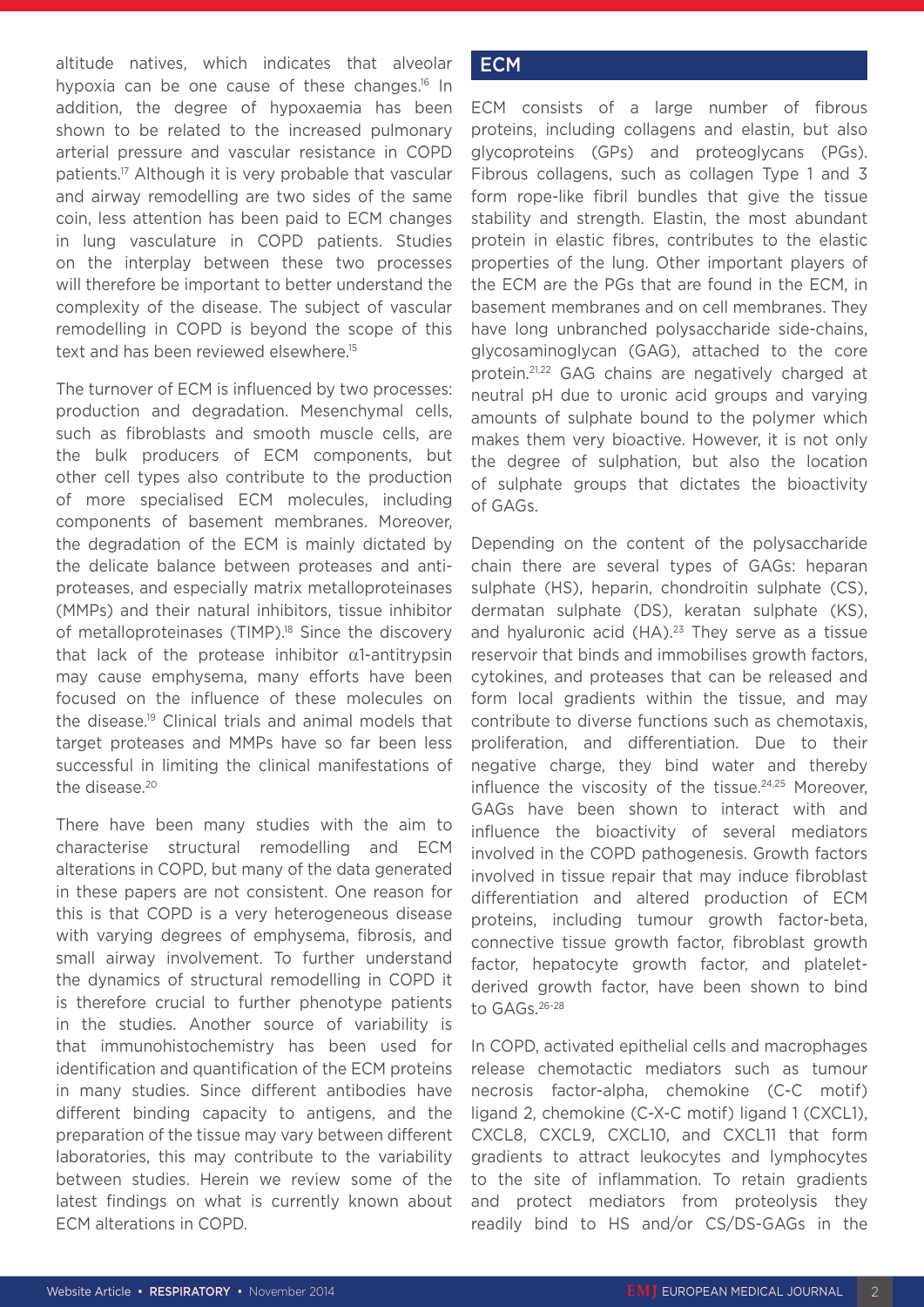altitude natives, which indicates that alveolar hypoxia can be one cause of these changes.[16] In addition, the degree of hypoxaemia has been shown to be related to the increased pulmonary arterial pressure and vascular resistance in COPD patients.[17] Although it is very probable that vascular and airway remodelling are two sides of the same coin, less attention has been paid to ECM changes in lung vasculature in COPD patients. Studies on the interplay between these two processes will therefore be important to better understand the complexity of the disease. The subject of vascular remodelling in COPD is beyond the scope of this text and has been reviewed elsewhere.[15]

The turnover of ECM is influenced by two processes: production and degradation. Mesenchymal cells, such as fibroblasts and smooth muscle cells, are the bulk producers of ECM components, but other cell types also contribute to the production of more specialised ECM molecules, including components of basement membranes. Moreover, the degradation of the ECM is mainly dictated by the delicate balance between proteases and anti-proteases, and especially matrix metalloproteinases (MMPs) and their natural inhibitors, tissue inhibitor of metalloproteinases (TIMP).[18] Since the discovery that lack of the protease inhibitor α1-antitrypsin may cause emphysema, many efforts have been focused on the influence of these molecules on the disease.[19] Clinical trials and animal models that target proteases and MMPs have so far been less successful in limiting the clinical manifestations of the disease.[20]

There have been many studies with the aim to characterise structural remodelling and ECM alterations in COPD, but many of the data generated in these papers are not consistent. One reason for this is that COPD is a very heterogeneous disease with varying degrees of emphysema, fibrosis, and small airway involvement. To further understand the dynamics of structural remodelling in COPD it is therefore crucial to further phenotype patients in the studies. Another source of variability is that immunohistochemistry has been used for identification and quantification of the ECM proteins in many studies. Since different antibodies have different binding capacity to antigens, and the preparation of the tissue may vary between different laboratories, this may contribute to the variability between studies. Herein we review some of the latest findings on what is currently known about ECM alterations in COPD.

## ECM

ECM consists of a large number of fibrous proteins, including collagens and elastin, but also glycoproteins (GPs) and proteoglycans (PGs). Fibrous collagens, such as collagen Type 1 and 3 form rope-like fibril bundles that give the tissue stability and strength. Elastin, the most abundant protein in elastic fibres, contributes to the elastic properties of the lung. Other important players of the ECM are the PGs that are found in the ECM, in basement membranes and on cell membranes. They have long unbranched polysaccharide side-chains, glycosaminoglycan (GAG), attached to the core protein.[21,22] GAG chains are negatively charged at neutral pH due to uronic acid groups and varying amounts of sulphate bound to the polymer which makes them very bioactive. However, it is not only the degree of sulphation, but also the location of sulphate groups that dictates the bioactivity of GAGs.

Depending on the content of the polysaccharide chain there are several types of GAGs: heparan sulphate (HS), heparin, chondroitin sulphate (CS), dermatan sulphate (DS), keratan sulphate (KS), and hyaluronic acid (HA).[23] They serve as a tissue reservoir that binds and immobilises growth factors, cytokines, and proteases that can be released and form local gradients within the tissue, and may contribute to diverse functions such as chemotaxis, proliferation, and differentiation. Due to their negative charge, they bind water and thereby influence the viscosity of the tissue.[24,25] Moreover, GAGs have been shown to interact with and influence the bioactivity of several mediators involved in the COPD pathogenesis. Growth factors involved in tissue repair that may induce fibroblast differentiation and altered production of ECM proteins, including tumour growth factor-beta, connective tissue growth factor, fibroblast growth factor, hepatocyte growth factor, and platelet-derived growth factor, have been shown to bind to GAGs.[26-28]

In COPD, activated epithelial cells and macrophages release chemotactic mediators such as tumour necrosis factor-alpha, chemokine (C-C motif) ligand 2, chemokine (C-X-C motif) ligand 1 (CXCL1), CXCL8, CXCL9, CXCL10, and CXCL11 that form gradients to attract leukocytes and lymphocytes to the site of inflammation. To retain gradients and protect mediators from proteolysis they readily bind to HS and/or CS/DS-GAGs in the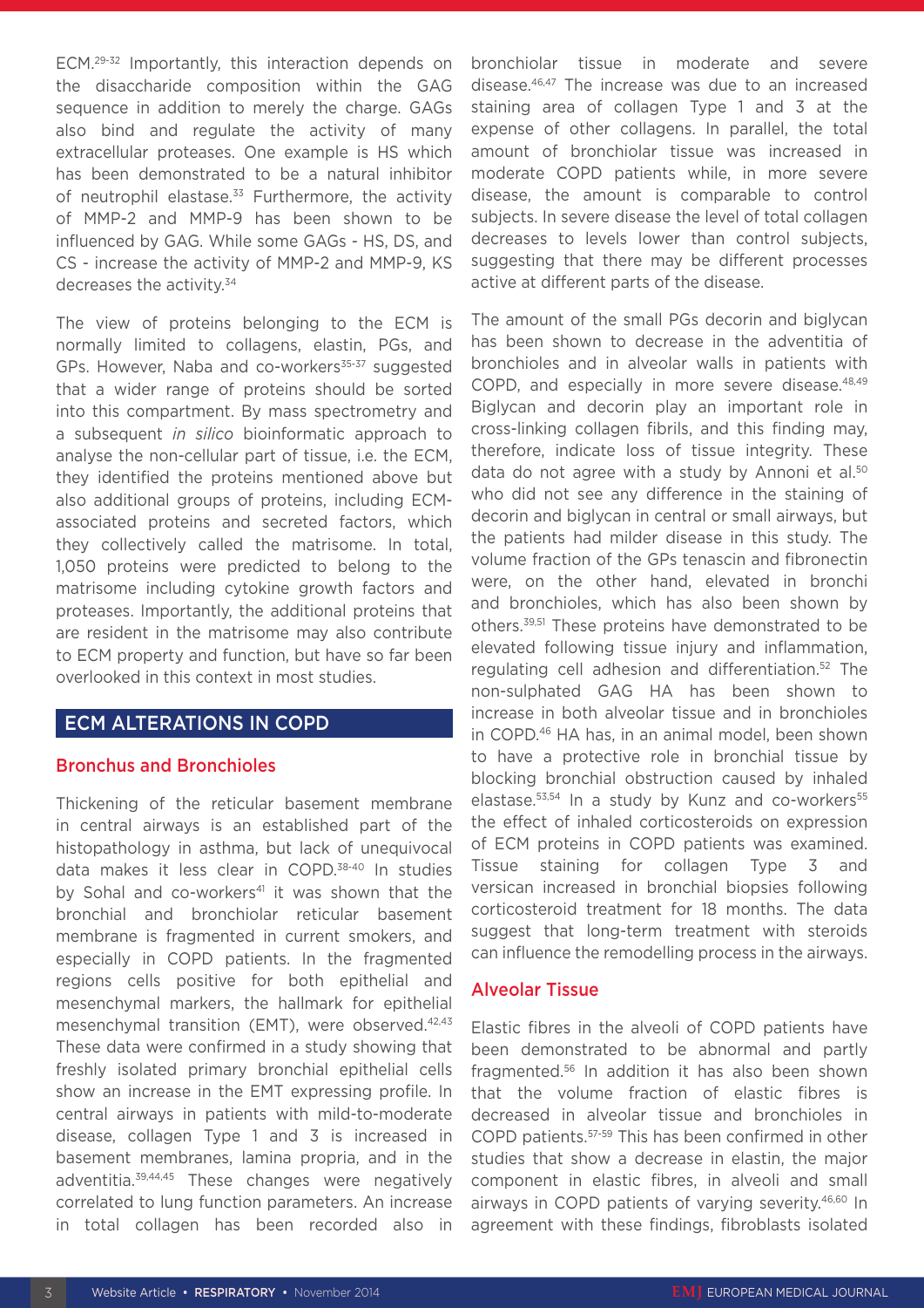ECM.[29-32] Importantly, this interaction depends on the disaccharide composition within the GAG sequence in addition to merely the charge. GAGs also bind and regulate the activity of many extracellular proteases. One example is HS which has been demonstrated to be a natural inhibitor of neutrophil elastase.[33] Furthermore, the activity of MMP-2 and MMP-9 has been shown to be influenced by GAG. While some GAGs - HS, DS, and CS - increase the activity of MMP-2 and MMP-9, KS decreases the activity.[34]

The view of proteins belonging to the ECM is normally limited to collagens, elastin, PGs, and GPs. However, Naba and co-workers[35-37] suggested that a wider range of proteins should be sorted into this compartment. By mass spectrometry and a subsequent *in silico* bioinformatic approach to analyse the non-cellular part of tissue, i.e. the ECM, they identified the proteins mentioned above but also additional groups of proteins, including ECM-associated proteins and secreted factors, which they collectively called the matrisome. In total, 1,050 proteins were predicted to belong to the matrisome including cytokine growth factors and proteases. Importantly, the additional proteins that are resident in the matrisome may also contribute to ECM property and function, but have so far been overlooked in this context in most studies.

## ECM ALTERATIONS IN COPD

### Bronchus and Bronchioles

Thickening of the reticular basement membrane in central airways is an established part of the histopathology in asthma, but lack of unequivocal data makes it less clear in COPD.[38-40] In studies by Sohal and co-workers[41] it was shown that the bronchial and bronchiolar reticular basement membrane is fragmented in current smokers, and especially in COPD patients. In the fragmented regions cells positive for both epithelial and mesenchymal markers, the hallmark for epithelial mesenchymal transition (EMT), were observed.[42,43] These data were confirmed in a study showing that freshly isolated primary bronchial epithelial cells show an increase in the EMT expressing profile. In central airways in patients with mild-to-moderate disease, collagen Type 1 and 3 is increased in basement membranes, lamina propria, and in the adventitia.[39,44,45] These changes were negatively correlated to lung function parameters. An increase in total collagen has been recorded also in bronchiolar tissue in moderate and severe disease.[46,47] The increase was due to an increased staining area of collagen Type 1 and 3 at the expense of other collagens. In parallel, the total amount of bronchiolar tissue was increased in moderate COPD patients while, in more severe disease, the amount is comparable to control subjects. In severe disease the level of total collagen decreases to levels lower than control subjects, suggesting that there may be different processes active at different parts of the disease.

The amount of the small PGs decorin and biglycan has been shown to decrease in the adventitia of bronchioles and in alveolar walls in patients with COPD, and especially in more severe disease.[48,49] Biglycan and decorin play an important role in cross-linking collagen fibrils, and this finding may, therefore, indicate loss of tissue integrity. These data do not agree with a study by Annoni et al.[50] who did not see any difference in the staining of decorin and biglycan in central or small airways, but the patients had milder disease in this study. The volume fraction of the GPs tenascin and fibronectin were, on the other hand, elevated in bronchi and bronchioles, which has also been shown by others.[39,51] These proteins have demonstrated to be elevated following tissue injury and inflammation, regulating cell adhesion and differentiation.[52] The non-sulphated GAG HA has been shown to increase in both alveolar tissue and in bronchioles in COPD.[46] HA has, in an animal model, been shown to have a protective role in bronchial tissue by blocking bronchial obstruction caused by inhaled elastase.[53,54] In a study by Kunz and co-workers[55] the effect of inhaled corticosteroids on expression of ECM proteins in COPD patients was examined. Tissue staining for collagen Type 3 and versican increased in bronchial biopsies following corticosteroid treatment for 18 months. The data suggest that long-term treatment with steroids can influence the remodelling process in the airways.

### Alveolar Tissue

Elastic fibres in the alveoli of COPD patients have been demonstrated to be abnormal and partly fragmented.[56] In addition it has also been shown that the volume fraction of elastic fibres is decreased in alveolar tissue and bronchioles in COPD patients.[57-59] This has been confirmed in other studies that show a decrease in elastin, the major component in elastic fibres, in alveoli and small airways in COPD patients of varying severity.[46,60] In agreement with these findings, fibroblasts isolated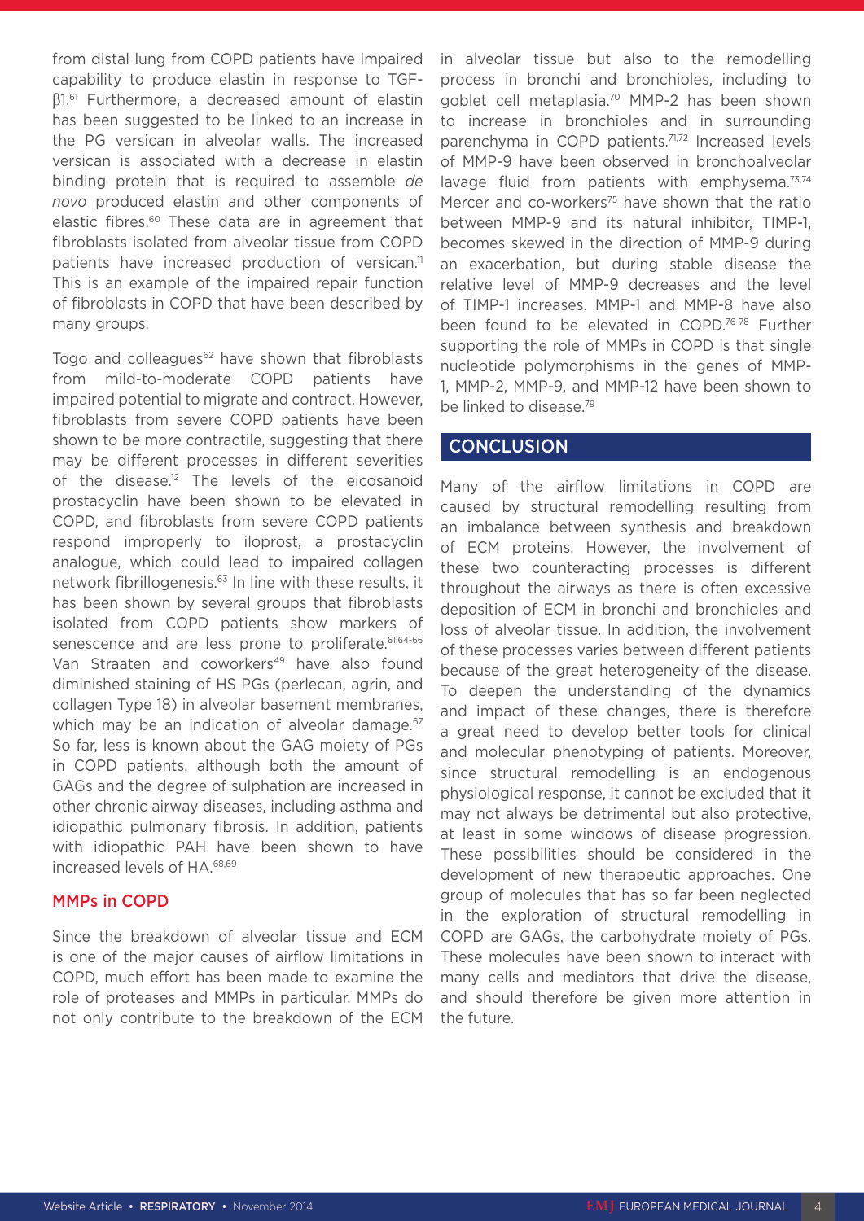from distal lung from COPD patients have impaired capability to produce elastin in response to TGF-β1.[61] Furthermore, a decreased amount of elastin has been suggested to be linked to an increase in the PG versican in alveolar walls. The increased versican is associated with a decrease in elastin binding protein that is required to assemble *de novo* produced elastin and other components of elastic fibres.[60] These data are in agreement that fibroblasts isolated from alveolar tissue from COPD patients have increased production of versican.[11] This is an example of the impaired repair function of fibroblasts in COPD that have been described by many groups.

Togo and colleagues[62] have shown that fibroblasts from mild-to-moderate COPD patients have impaired potential to migrate and contract. However, fibroblasts from severe COPD patients have been shown to be more contractile, suggesting that there may be different processes in different severities of the disease.[12] The levels of the eicosanoid prostacyclin have been shown to be elevated in COPD, and fibroblasts from severe COPD patients respond improperly to iloprost, a prostacyclin analogue, which could lead to impaired collagen network fibrillogenesis.[63] In line with these results, it has been shown by several groups that fibroblasts isolated from COPD patients show markers of senescence and are less prone to proliferate.[61,64-66] Van Straaten and coworkers[49] have also found diminished staining of HS PGs (perlecan, agrin, and collagen Type 18) in alveolar basement membranes, which may be an indication of alveolar damage.[67] So far, less is known about the GAG moiety of PGs in COPD patients, although both the amount of GAGs and the degree of sulphation are increased in other chronic airway diseases, including asthma and idiopathic pulmonary fibrosis. In addition, patients with idiopathic PAH have been shown to have increased levels of HA.[68,69]

### MMPs in COPD

Since the breakdown of alveolar tissue and ECM is one of the major causes of airflow limitations in COPD, much effort has been made to examine the role of proteases and MMPs in particular. MMPs do not only contribute to the breakdown of the ECM in alveolar tissue but also to the remodelling process in bronchi and bronchioles, including to goblet cell metaplasia.[70] MMP-2 has been shown to increase in bronchioles and in surrounding parenchyma in COPD patients.[71,72] Increased levels of MMP-9 have been observed in bronchoalveolar lavage fluid from patients with emphysema.[73,74] Mercer and co-workers[75] have shown that the ratio between MMP-9 and its natural inhibitor, TIMP-1, becomes skewed in the direction of MMP-9 during an exacerbation, but during stable disease the relative level of MMP-9 decreases and the level of TIMP-1 increases. MMP-1 and MMP-8 have also been found to be elevated in COPD.[76-78] Further supporting the role of MMPs in COPD is that single nucleotide polymorphisms in the genes of MMP-1, MMP-2, MMP-9, and MMP-12 have been shown to be linked to disease.[79]

## CONCLUSION

Many of the airflow limitations in COPD are caused by structural remodelling resulting from an imbalance between synthesis and breakdown of ECM proteins. However, the involvement of these two counteracting processes is different throughout the airways as there is often excessive deposition of ECM in bronchi and bronchioles and loss of alveolar tissue. In addition, the involvement of these processes varies between different patients because of the great heterogeneity of the disease. To deepen the understanding of the dynamics and impact of these changes, there is therefore a great need to develop better tools for clinical and molecular phenotyping of patients. Moreover, since structural remodelling is an endogenous physiological response, it cannot be excluded that it may not always be detrimental but also protective, at least in some windows of disease progression. These possibilities should be considered in the development of new therapeutic approaches. One group of molecules that has so far been neglected in the exploration of structural remodelling in COPD are GAGs, the carbohydrate moiety of PGs. These molecules have been shown to interact with many cells and mediators that drive the disease, and should therefore be given more attention in the future.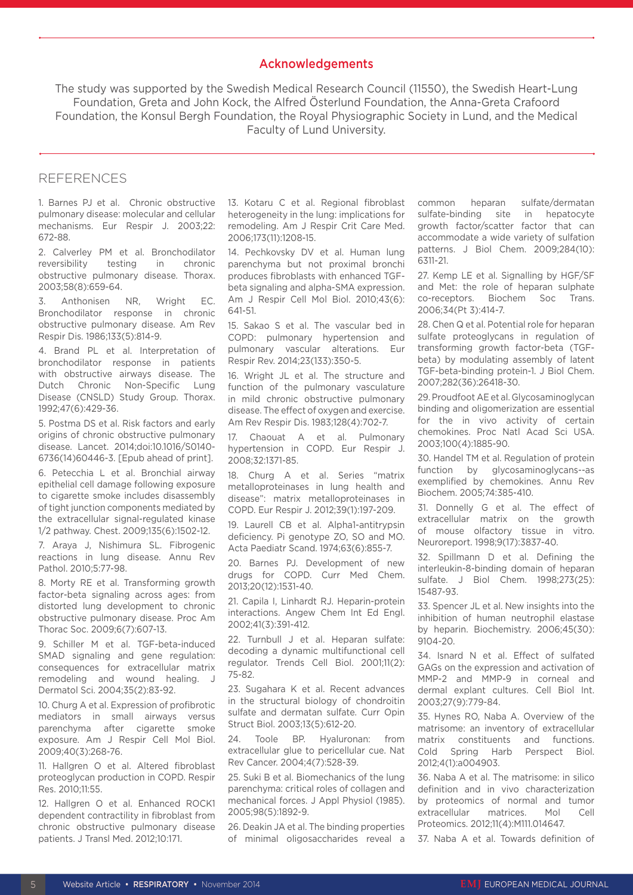## Acknowledgements

The study was supported by the Swedish Medical Research Council (11550), the Swedish Heart-Lung Foundation, Greta and John Kock, the Alfred Österlund Foundation, the Anna-Greta Crafoord Foundation, the Konsul Bergh Foundation, the Royal Physiographic Society in Lund, and the Medical Faculty of Lund University.

## REFERENCES

1. Barnes PJ et al. Chronic obstructive pulmonary disease: molecular and cellular mechanisms. Eur Respir J. 2003;22: 672-88.

2. Calverley PM et al. Bronchodilator reversibility testing in chronic obstructive pulmonary disease. Thorax. 2003;58(8):659-64.

3. Anthonisen NR, Wright EC. Bronchodilator response in chronic obstructive pulmonary disease. Am Rev Respir Dis. 1986;133(5):814-9.

4. Brand PL et al. Interpretation of bronchodilator response in patients with obstructive airways disease. The Dutch Chronic Non-Specific Lung Disease (CNSLD) Study Group. Thorax. 1992;47(6):429-36.

5. Postma DS et al. Risk factors and early origins of chronic obstructive pulmonary disease. Lancet. 2014;doi:10.1016/S0140-6736(14)60446-3. [Epub ahead of print].

6. Petecchia L et al. Bronchial airway epithelial cell damage following exposure to cigarette smoke includes disassembly of tight junction components mediated by the extracellular signal-regulated kinase 1/2 pathway. Chest. 2009;135(6):1502-12.

7. Araya J, Nishimura SL. Fibrogenic reactions in lung disease. Annu Rev Pathol. 2010;5:77-98.

8. Morty RE et al. Transforming growth factor-beta signaling across ages: from distorted lung development to chronic obstructive pulmonary disease. Proc Am Thorac Soc. 2009;6(7):607-13.

9. Schiller M et al. TGF-beta-induced SMAD signaling and gene regulation: consequences for extracellular matrix remodeling and wound healing. J Dermatol Sci. 2004;35(2):83-92.

10. Churg A et al. Expression of profibrotic mediators in small airways versus parenchyma after cigarette smoke exposure. Am J Respir Cell Mol Biol. 2009;40(3):268-76.

11. Hallgren O et al. Altered fibroblast proteoglycan production in COPD. Respir Res. 2010;11:55.

12. Hallgren O et al. Enhanced ROCK1 dependent contractility in fibroblast from chronic obstructive pulmonary disease patients. J Transl Med. 2012;10:171.

13. Kotaru C et al. Regional fibroblast heterogeneity in the lung: implications for remodeling. Am J Respir Crit Care Med. 2006;173(11):1208-15.

14. Pechkovsky DV et al. Human lung parenchyma but not proximal bronchi produces fibroblasts with enhanced TGF-beta signaling and alpha-SMA expression. Am J Respir Cell Mol Biol. 2010;43(6): 641-51.

15. Sakao S et al. The vascular bed in COPD: pulmonary hypertension and pulmonary vascular alterations. Eur Respir Rev. 2014;23(133):350-5.

16. Wright JL et al. The structure and function of the pulmonary vasculature in mild chronic obstructive pulmonary disease. The effect of oxygen and exercise. Am Rev Respir Dis. 1983;128(4):702-7.

17. Chaouat A et al. Pulmonary hypertension in COPD. Eur Respir J. 2008;32:1371-85.

18. Churg A et al. Series "matrix metalloproteinases in lung health and disease": matrix metalloproteinases in COPD. Eur Respir J. 2012;39(1):197-209.

19. Laurell CB et al. Alpha1-antitrypsin deficiency. Pi genotype ZO, SO and MO. Acta Paediatr Scand. 1974;63(6):855-7.

20. Barnes PJ. Development of new drugs for COPD. Curr Med Chem. 2013;20(12):1531-40.

21. Capila I, Linhardt RJ. Heparin-protein interactions. Angew Chem Int Ed Engl. 2002;41(3):391-412.

22. Turnbull J et al. Heparan sulfate: decoding a dynamic multifunctional cell regulator. Trends Cell Biol. 2001;11(2): 75-82.

23. Sugahara K et al. Recent advances in the structural biology of chondroitin sulfate and dermatan sulfate. Curr Opin Struct Biol. 2003;13(5):612-20.

24. Toole BP. Hyaluronan: from extracellular glue to pericellular cue. Nat Rev Cancer. 2004;4(7):528-39.

25. Suki B et al. Biomechanics of the lung parenchyma: critical roles of collagen and mechanical forces. J Appl Physiol (1985). 2005;98(5):1892-9.

26. Deakin JA et al. The binding properties of minimal oligosaccharides reveal a common heparan sulfate/dermatan sulfate-binding site in hepatocyte growth factor/scatter factor that can accommodate a wide variety of sulfation patterns. J Biol Chem. 2009;284(10): 6311-21.

27. Kemp LE et al. Signalling by HGF/SF and Met: the role of heparan sulphate co-receptors. Biochem Soc Trans. 2006;34(Pt 3):414-7.

28. Chen Q et al. Potential role for heparan sulfate proteoglycans in regulation of transforming growth factor-beta (TGF-beta) by modulating assembly of latent TGF-beta-binding protein-1. J Biol Chem. 2007;282(36):26418-30.

29. Proudfoot AE et al. Glycosaminoglycan binding and oligomerization are essential for the in vivo activity of certain chemokines. Proc Natl Acad Sci USA. 2003;100(4):1885-90.

30. Handel TM et al. Regulation of protein function by glycosaminoglycans--as exemplified by chemokines. Annu Rev Biochem. 2005;74:385-410.

31. Donnelly G et al. The effect of extracellular matrix on the growth of mouse olfactory tissue in vitro. Neuroreport. 1998;9(17):3837-40.

32. Spillmann D et al. Defining the interleukin-8-binding domain of heparan sulfate. J Biol Chem. 1998;273(25): 15487-93.

33. Spencer JL et al. New insights into the inhibition of human neutrophil elastase by heparin. Biochemistry. 2006;45(30): 9104-20.

34. Isnard N et al. Effect of sulfated GAGs on the expression and activation of MMP-2 and MMP-9 in corneal and dermal explant cultures. Cell Biol Int. 2003;27(9):779-84.

35. Hynes RO, Naba A. Overview of the matrisome: an inventory of extracellular matrix constituents and functions. Cold Spring Harb Perspect Biol. 2012;4(1):a004903.

36. Naba A et al. The matrisome: in silico definition and in vivo characterization by proteomics of normal and tumor extracellular matrices. Mol Cell Proteomics. 2012;11(4):M111.014647.

37. Naba A et al. Towards definition of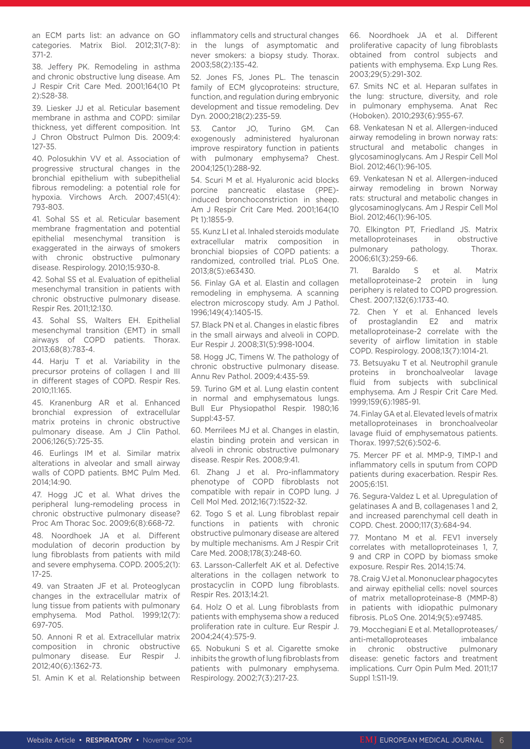an ECM parts list: an advance on GO categories. Matrix Biol. 2012;31(7-8): 371-2.

38. Jeffery PK. Remodeling in asthma and chronic obstructive lung disease. Am J Respir Crit Care Med. 2001;164(10 Pt 2):S28-38.

39. Liesker JJ et al. Reticular basement membrane in asthma and COPD: similar thickness, yet different composition. Int J Chron Obstruct Pulmon Dis. 2009;4: 127-35.

40. Polosukhin VV et al. Association of progressive structural changes in the bronchial epithelium with subepithelial fibrous remodeling: a potential role for hypoxia. Virchows Arch. 2007;451(4): 793-803.

41. Sohal SS et al. Reticular basement membrane fragmentation and potential epithelial mesenchymal transition is exaggerated in the airways of smokers with chronic obstructive pulmonary disease. Respirology. 2010;15:930-8.

42. Sohal SS et al. Evaluation of epithelial mesenchymal transition in patients with chronic obstructive pulmonary disease. Respir Res. 2011;12:130.

43. Sohal SS, Walters EH. Epithelial mesenchymal transition (EMT) in small airways of COPD patients. Thorax. 2013;68(8):783-4.

44. Harju T et al. Variability in the precursor proteins of collagen I and III in different stages of COPD. Respir Res. 2010;11:165.

45. Kranenburg AR et al. Enhanced bronchial expression of extracellular matrix proteins in chronic obstructive pulmonary disease. Am J Clin Pathol. 2006;126(5):725-35.

46. Eurlings IM et al. Similar matrix alterations in alveolar and small airway walls of COPD patients. BMC Pulm Med. 2014;14:90.

47. Hogg JC et al. What drives the peripheral lung-remodeling process in chronic obstructive pulmonary disease? Proc Am Thorac Soc. 2009;6(8):668-72.

48. Noordhoek JA et al. Different modulation of decorin production by lung fibroblasts from patients with mild and severe emphysema. COPD. 2005;2(1): 17-25.

49. van Straaten JF et al. Proteoglycan changes in the extracellular matrix of lung tissue from patients with pulmonary emphysema. Mod Pathol. 1999;12(7): 697-705.

50. Annoni R et al. Extracellular matrix composition in chronic obstructive pulmonary disease. Eur Respir J. 2012;40(6):1362-73.

51. Amin K et al. Relationship between inflammatory cells and structural changes in the lungs of asymptomatic and never smokers: a biopsy study. Thorax. 2003;58(2):135-42.

52. Jones FS, Jones PL. The tenascin family of ECM glycoproteins: structure, function, and regulation during embryonic development and tissue remodeling. Dev Dyn. 2000;218(2):235-59.

53. Cantor JO, Turino GM. Can exogenously administered hyaluronan improve respiratory function in patients with pulmonary emphysema? Chest. 2004;125(1):288-92.

54. Scuri M et al. Hyaluronic acid blocks porcine pancreatic elastase (PPE)-induced bronchoconstriction in sheep. Am J Respir Crit Care Med. 2001;164(10 Pt 1):1855-9.

55. Kunz LI et al. Inhaled steroids modulate extracellular matrix composition in bronchial biopsies of COPD patients: a randomized, controlled trial. PLoS One. 2013;8(5):e63430.

56. Finlay GA et al. Elastin and collagen remodeling in emphysema. A scanning electron microscopy study. Am J Pathol. 1996;149(4):1405-15.

57. Black PN et al. Changes in elastic fibres in the small airways and alveoli in COPD. Eur Respir J. 2008;31(5):998-1004.

58. Hogg JC, Timens W. The pathology of chronic obstructive pulmonary disease. Annu Rev Pathol. 2009;4:435-59.

59. Turino GM et al. Lung elastin content in normal and emphysematous lungs. Bull Eur Physiopathol Respir. 1980;16 Suppl:43-57.

60. Merrilees MJ et al. Changes in elastin, elastin binding protein and versican in alveoli in chronic obstructive pulmonary disease. Respir Res. 2008;9:41.

61. Zhang J et al. Pro-inflammatory phenotype of COPD fibroblasts not compatible with repair in COPD lung. J Cell Mol Med. 2012;16(7):1522-32.

62. Togo S et al. Lung fibroblast repair functions in patients with chronic obstructive pulmonary disease are altered by multiple mechanisms. Am J Respir Crit Care Med. 2008;178(3):248-60.

63. Larsson-Callerfelt AK et al. Defective alterations in the collagen network to prostacyclin in COPD lung fibroblasts. Respir Res. 2013;14:21.

64. Holz O et al. Lung fibroblasts from patients with emphysema show a reduced proliferation rate in culture. Eur Respir J. 2004;24(4):575-9.

65. Nobukuni S et al. Cigarette smoke inhibits the growth of lung fibroblasts from patients with pulmonary emphysema. Respirology. 2002;7(3):217-23.

66. Noordhoek JA et al. Different proliferative capacity of lung fibroblasts obtained from control subjects and patients with emphysema. Exp Lung Res. 2003;29(5):291-302.

67. Smits NC et al. Heparan sulfates in the lung: structure, diversity, and role in pulmonary emphysema. Anat Rec (Hoboken). 2010;293(6):955-67.

68. Venkatesan N et al. Allergen-induced airway remodeling in brown norway rats: structural and metabolic changes in glycosaminoglycans. Am J Respir Cell Mol Biol. 2012;46(1):96-105.

69. Venkatesan N et al. Allergen-induced airway remodeling in brown Norway rats: structural and metabolic changes in glycosaminoglycans. Am J Respir Cell Mol Biol. 2012;46(1):96-105.

70. Elkington PT, Friedland JS. Matrix metalloproteinases in obstructive pulmonary pathology. Thorax. 2006;61(3):259-66.

71. Baraldo S et al. Matrix metalloproteinase-2 protein in lung periphery is related to COPD progression. Chest. 2007;132(6):1733-40.

72. Chen Y et al. Enhanced levels of prostaglandin E2 and matrix metalloproteinase-2 correlate with the severity of airflow limitation in stable COPD. Respirology. 2008;13(7):1014-21.

73. Betsuyaku T et al. Neutrophil granule proteins in bronchoalveolar lavage fluid from subjects with subclinical emphysema. Am J Respir Crit Care Med. 1999;159(6):1985-91.

74. Finlay GA et al. Elevated levels of matrix metalloproteinases in bronchoalveolar lavage fluid of emphysematous patients. Thorax. 1997;52(6):502-6.

75. Mercer PF et al. MMP-9, TIMP-1 and inflammatory cells in sputum from COPD patients during exacerbation. Respir Res. 2005;6:151.

76. Segura-Valdez L et al. Upregulation of gelatinases A and B, collagenases 1 and 2, and increased parenchymal cell death in COPD. Chest. 2000;117(3):684-94.

77. Montano M et al. FEV1 inversely correlates with metalloproteinases 1, 7, 9 and CRP in COPD by biomass smoke exposure. Respir Res. 2014;15:74.

78. Craig VJ et al. Mononuclear phagocytes and airway epithelial cells: novel sources of matrix metalloproteinase-8 (MMP-8) in patients with idiopathic pulmonary fibrosis. PLoS One. 2014;9(5):e97485.

79. Mocchegiani E et al. Metalloproteases/anti-metalloproteases imbalance in chronic obstructive pulmonary disease: genetic factors and treatment implications. Curr Opin Pulm Med. 2011;17 Suppl 1:S11-19.